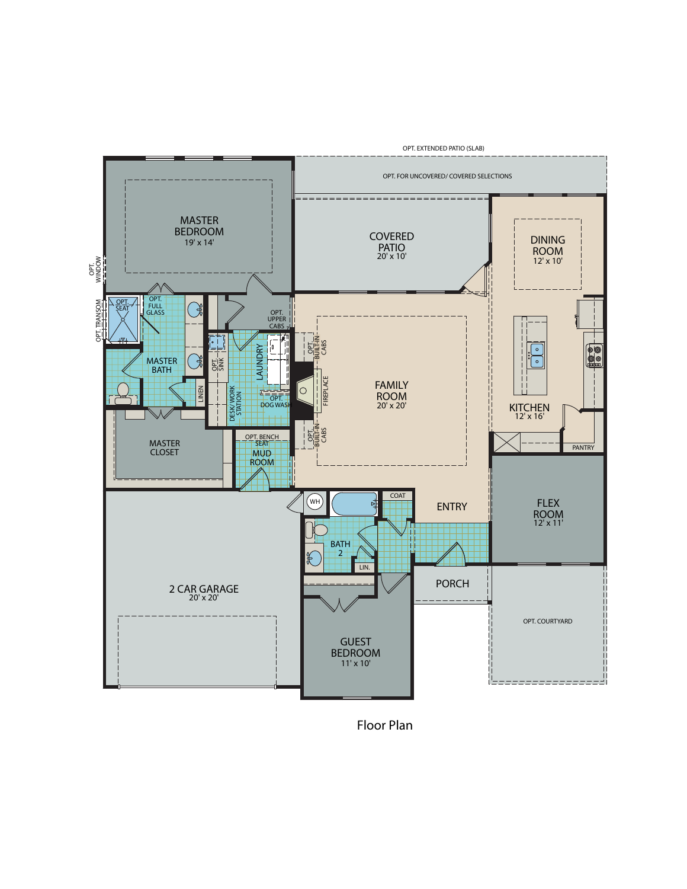OPT. EXTENDED PATIO (SLAB)

OPT. FOR UNCOVERED/ COVERED SELECTIONS

MASTER BEDROOM
19' x 14'

COVERED PATIO
20' x 10'

DINING ROOM
12' x 10'

OPT. WINDOW

OPT. TRANSOM

OPT. SEAT

OPT. FULL GLASS

MASTER BATH

LINEN

OPT. UPPER CABS

OPT. SINK

LAUNDRY

DESK/ WORK STATION

OPT. DOG WASH

OPT. BUILT-IN CABS

FIREPLACE

FAMILY ROOM
20' x 20'

KITCHEN
12' x 16'

PANTRY

MASTER CLOSET

OPT. BENCH SEAT

MUD ROOM

OPT. BUILT-IN CABS

WH

COAT

ENTRY

FLEX ROOM
12' x 11'

BATH 2

LIN.

PORCH

2 CAR GARAGE
20' x 20'

GUEST BEDROOM
11' x 10'

OPT. COURTYARD

Floor Plan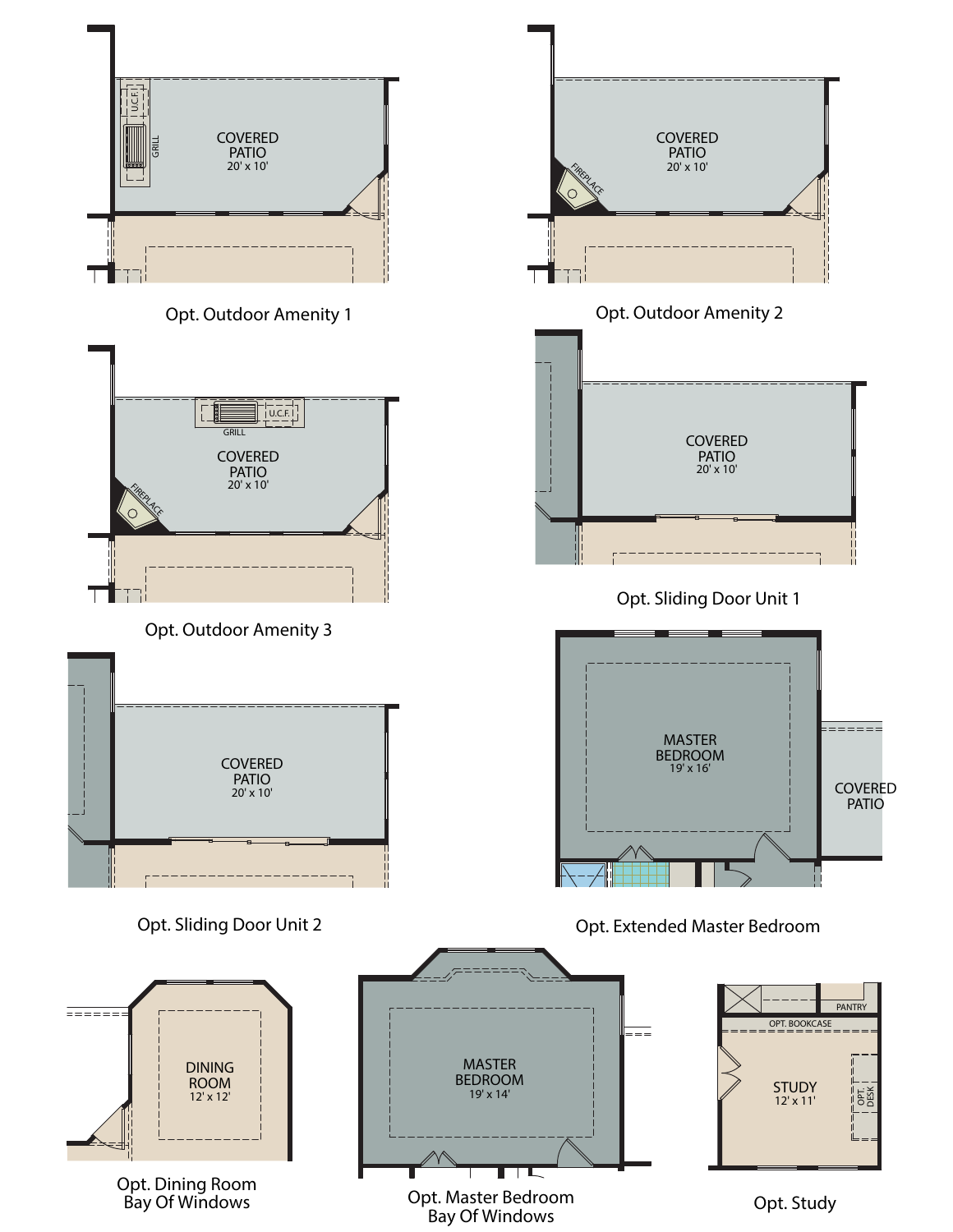COVERED PATIO
20' x 10'

U.C.F.

GRILL

Opt. Outdoor Amenity 1

COVERED PATIO
20' x 10'

FIREPLACE

Opt. Outdoor Amenity 2

COVERED PATIO
20' x 10'

GRILL

U.C.F.

FIREPLACE

Opt. Outdoor Amenity 3

COVERED PATIO
20' x 10'

Opt. Sliding Door Unit 1

COVERED PATIO
20' x 10'

Opt. Sliding Door Unit 2

MASTER BEDROOM
19' x 16'

COVERED PATIO

Opt. Extended Master Bedroom

DINING ROOM
12' x 12'

Opt. Dining Room Bay Of Windows

MASTER BEDROOM
19' x 14'

Opt. Master Bedroom Bay Of Windows

PANTRY

OPT. BOOKCASE

STUDY
12' x 11'

OPT. DESK

Opt. Study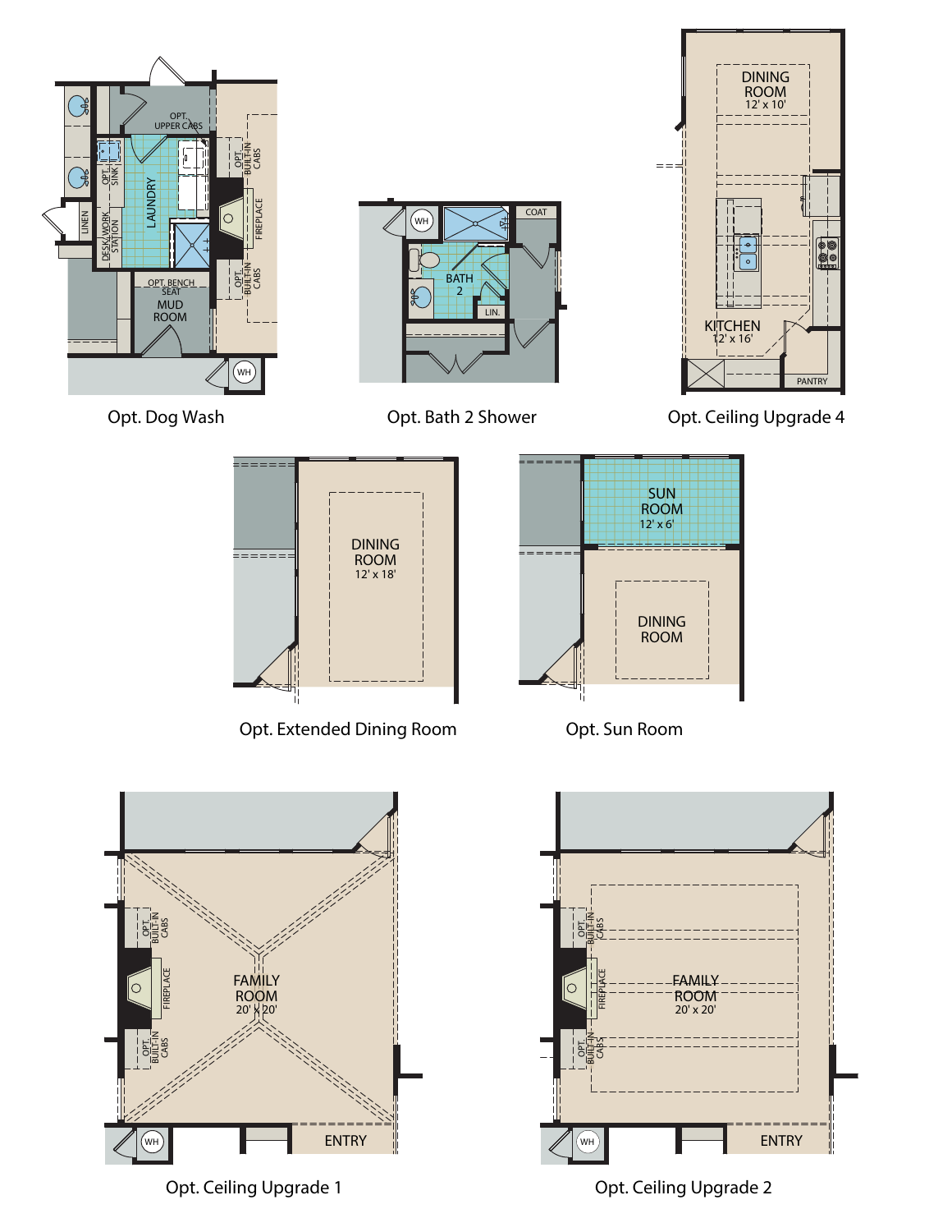LINEN

DESK/WORK STATION

OPT. SINK

LAUNDRY

OPT. UPPER CABS

OPT. BUILT-IN CABS

FIREPLACE

OPT. BUILT-IN CABS

OPT. BENCH SEAT

MUD ROOM

WH

Opt. Dog Wash

WH

COAT

BATH 2

LIN.

Opt. Bath 2 Shower

DINING ROOM
12' x 10'

KITCHEN
12' x 16'

PANTRY

Opt. Ceiling Upgrade 4

DINING ROOM
12' x 18'

Opt. Extended Dining Room

SUN ROOM
12' x 6'

DINING ROOM

Opt. Sun Room

OPT. BUILT-IN CABS

FIREPLACE

OPT. BUILT-IN CABS

FAMILY ROOM
20' x 20'

WH

ENTRY

Opt. Ceiling Upgrade 1

OPT. BUILT-IN CABS

FIREPLACE

OPT. BUILT-IN CABS

FAMILY ROOM
20' x 20'

WH

ENTRY

Opt. Ceiling Upgrade 2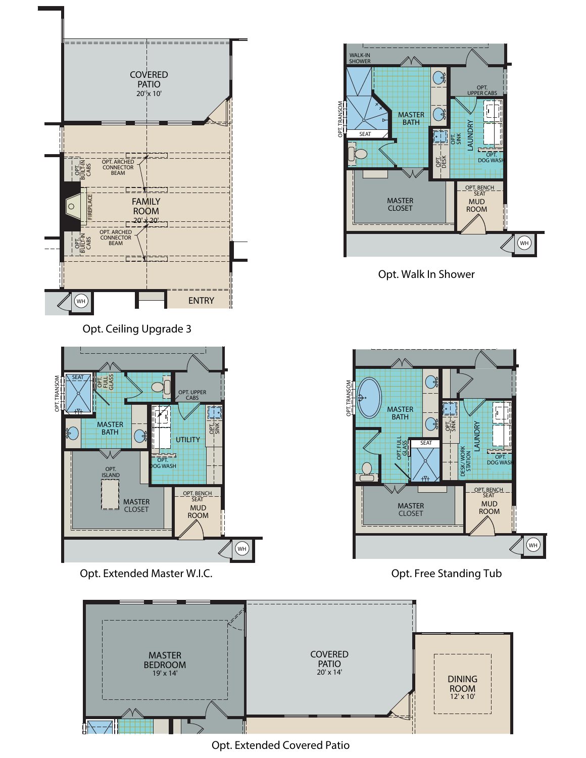COVERED
PATIO
20' x 10'

OPT. ARCHED
CONNECTOR
BEAM

OPT.
BUILT-IN
CABS

FIREPLACE

FAMILY
ROOM
20' x 20'

OPT. ARCHED
CONNECTOR
BEAM

OPT.
BUILT-IN
CABS

WH

ENTRY

Opt. Ceiling Upgrade 3

WALK-IN
SHOWER

OPT. TRANSOM

SEAT

MASTER
BATH

OPT.
UPPER CABS

OPT.
SINK

LAUNDRY

OPT.
DESK

OPT.
DOG WASH

MASTER
CLOSET

OPT. BENCH
SEAT

MUD
ROOM

WH

Opt. Walk In Shower

OPT. TRANSOM

SEAT

OPT.
FULL
GLASS

MASTER
BATH

OPT. UPPER
CABS

UTILITY

OPT.
SINK

OPT.
DOG WASH

OPT.
ISLAND

MASTER
CLOSET

OPT. BENCH
SEAT

MUD
ROOM

WH

Opt. Extended Master W.I.C.

OPT. TRANSOM

MASTER
BATH

OPT.
SINK

LAUNDRY

OPT. FULL
GLASS

SEAT

DESK/ WORK
STATION

OPT.
DOG WASH

MASTER
CLOSET

OPT. BENCH
SEAT

MUD
ROOM

WH

Opt. Free Standing Tub

MASTER
BEDROOM
19' x 14'

COVERED
PATIO
20' x 14'

DINING
ROOM
12' x 10'

Opt. Extended Covered Patio